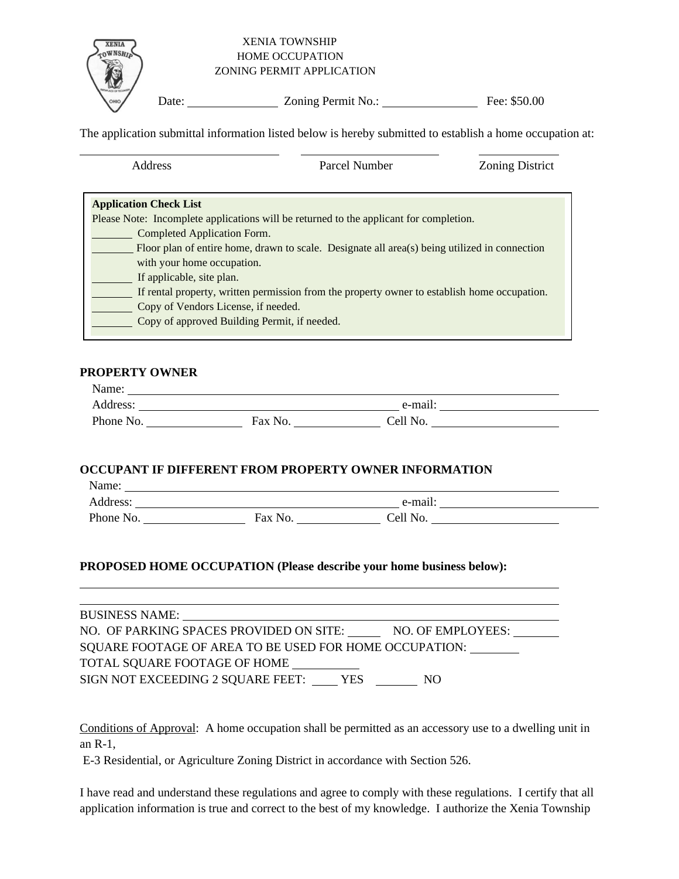XENIA TOWNSHIP
HOME OCCUPATION
ZONING PERMIT APPLICATION

Date: ______________ Zoning Permit No.: ______________ Fee: $50.00

The application submittal information listed below is hereby submitted to establish a home occupation at:

______________________________ ______________________ ____________
Address Parcel Number Zoning District

**Application Check List**
Please Note: Incomplete applications will be returned to the applicant for completion.
_______ Completed Application Form.
_______ Floor plan of entire home, drawn to scale. Designate all area(s) being utilized in connection with your home occupation.
_______ If applicable, site plan.
_______ If rental property, written permission from the property owner to establish home occupation.
_______ Copy of Vendors License, if needed.
_______ Copy of approved Building Permit, if needed.

**PROPERTY OWNER**

Name: ______________________________________________
Address: ______________________________ e-mail: ____________________
Phone No. ______________ Fax No. ______________ Cell No. ______________

**OCCUPANT IF DIFFERENT FROM PROPERTY OWNER INFORMATION**

Name: ______________________________________________
Address: ______________________________ e-mail: ____________________
Phone No. ______________ Fax No. ______________ Cell No. ______________

**PROPOSED HOME OCCUPATION (Please describe your home business below):**

______________________________________________________________________
______________________________________________________________________

BUSINESS NAME: ______________________________________________
NO. OF PARKING SPACES PROVIDED ON SITE: _____ NO. OF EMPLOYEES: _______
SQUARE FOOTAGE OF AREA TO BE USED FOR HOME OCCUPATION: ________
TOTAL SQUARE FOOTAGE OF HOME __________
SIGN NOT EXCEEDING 2 SQUARE FEET: ____ YES _______ NO

Conditions of Approval: A home occupation shall be permitted as an accessory use to a dwelling unit in an R-1,
E-3 Residential, or Agriculture Zoning District in accordance with Section 526.

I have read and understand these regulations and agree to comply with these regulations. I certify that all application information is true and correct to the best of my knowledge. I authorize the Xenia Township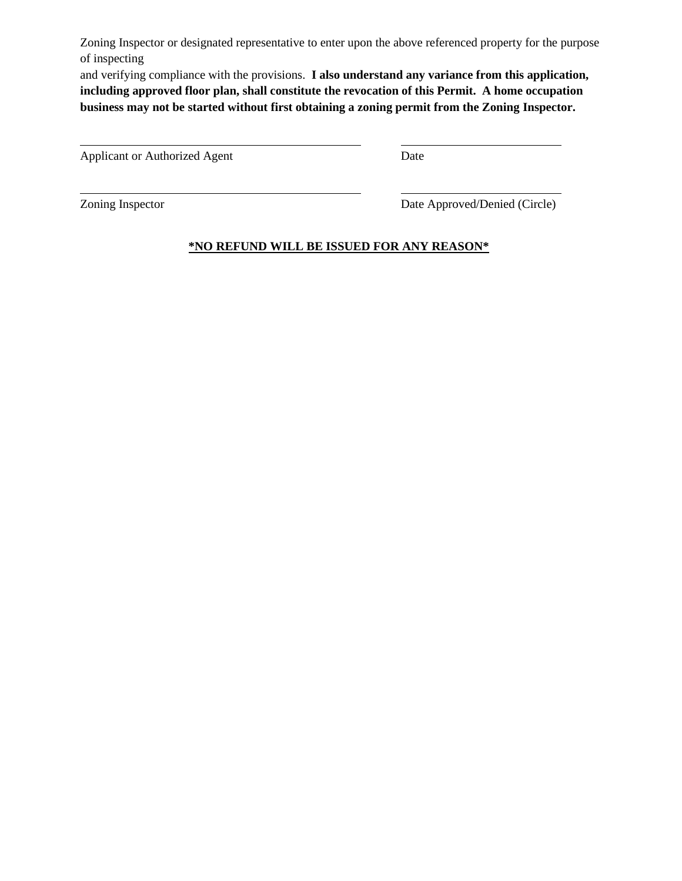Zoning Inspector or designated representative to enter upon the above referenced property for the purpose of inspecting
and verifying compliance with the provisions. **I also understand any variance from this application, including approved floor plan, shall constitute the revocation of this Permit. A home occupation business may not be started without first obtaining a zoning permit from the Zoning Inspector.**

| | |
|---|---|
| ______________________________ | ______________________ |
| Applicant or Authorized Agent | Date |
| ______________________________ | ______________________ |
| Zoning Inspector | Date Approved/Denied (Circle) |

**\*NO REFUND WILL BE ISSUED FOR ANY REASON\***